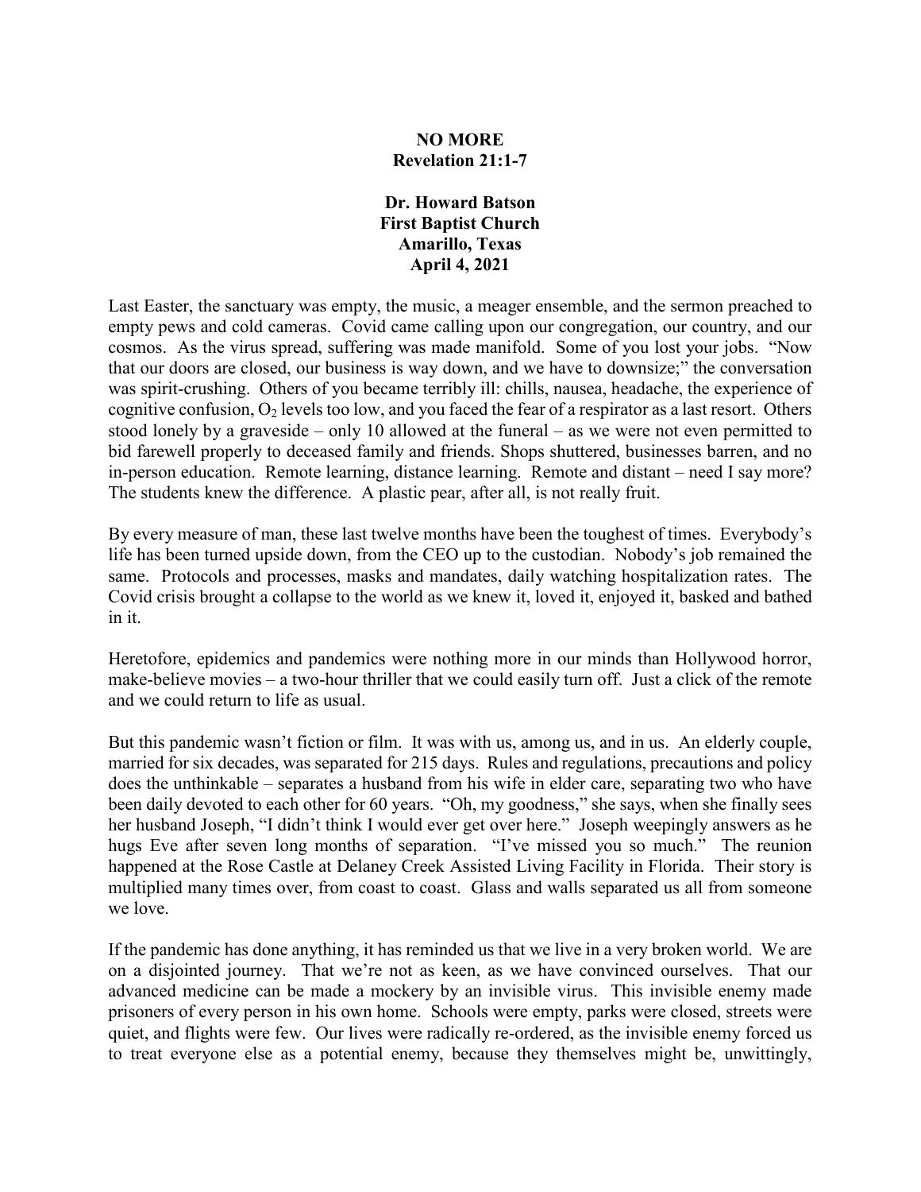# NO MORE

## Revelation 21:1-7

**Dr. Howard Batson**
**First Baptist Church**
**Amarillo, Texas**
**April 4, 2021**

Last Easter, the sanctuary was empty, the music, a meager ensemble, and the sermon preached to empty pews and cold cameras. Covid came calling upon our congregation, our country, and our cosmos. As the virus spread, suffering was made manifold. Some of you lost your jobs. "Now that our doors are closed, our business is way down, and we have to downsize;" the conversation was spirit-crushing. Others of you became terribly ill: chills, nausea, headache, the experience of cognitive confusion, $O_2$ levels too low, and you faced the fear of a respirator as a last resort. Others stood lonely by a graveside – only 10 allowed at the funeral – as we were not even permitted to bid farewell properly to deceased family and friends. Shops shuttered, businesses barren, and no in-person education. Remote learning, distance learning. Remote and distant – need I say more? The students knew the difference. A plastic pear, after all, is not really fruit.

By every measure of man, these last twelve months have been the toughest of times. Everybody's life has been turned upside down, from the CEO up to the custodian. Nobody's job remained the same. Protocols and processes, masks and mandates, daily watching hospitalization rates. The Covid crisis brought a collapse to the world as we knew it, loved it, enjoyed it, basked and bathed in it.

Heretofore, epidemics and pandemics were nothing more in our minds than Hollywood horror, make-believe movies – a two-hour thriller that we could easily turn off. Just a click of the remote and we could return to life as usual.

But this pandemic wasn't fiction or film. It was with us, among us, and in us. An elderly couple, married for six decades, was separated for 215 days. Rules and regulations, precautions and policy does the unthinkable – separates a husband from his wife in elder care, separating two who have been daily devoted to each other for 60 years. "Oh, my goodness," she says, when she finally sees her husband Joseph, "I didn't think I would ever get over here." Joseph weepingly answers as he hugs Eve after seven long months of separation. "I've missed you so much." The reunion happened at the Rose Castle at Delaney Creek Assisted Living Facility in Florida. Their story is multiplied many times over, from coast to coast. Glass and walls separated us all from someone we love.

If the pandemic has done anything, it has reminded us that we live in a very broken world. We are on a disjointed journey. That we're not as keen, as we have convinced ourselves. That our advanced medicine can be made a mockery by an invisible virus. This invisible enemy made prisoners of every person in his own home. Schools were empty, parks were closed, streets were quiet, and flights were few. Our lives were radically re-ordered, as the invisible enemy forced us to treat everyone else as a potential enemy, because they themselves might be, unwittingly,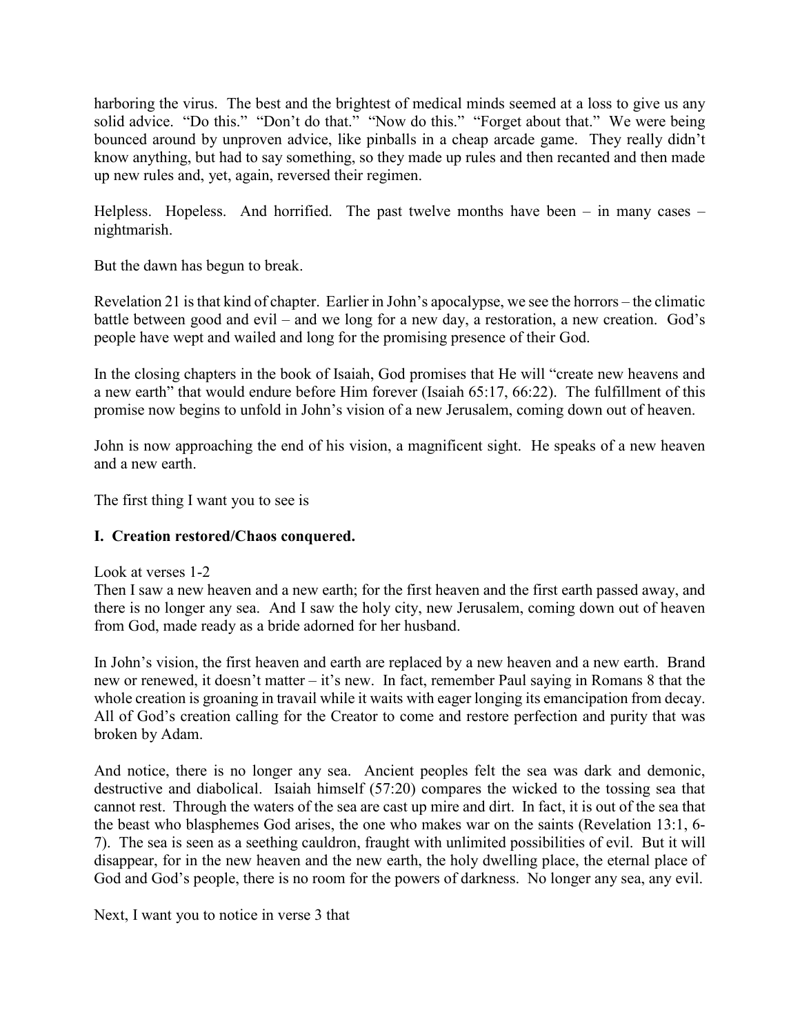harboring the virus. The best and the brightest of medical minds seemed at a loss to give us any solid advice. "Do this." "Don't do that." "Now do this." "Forget about that." We were being bounced around by unproven advice, like pinballs in a cheap arcade game. They really didn't know anything, but had to say something, so they made up rules and then recanted and then made up new rules and, yet, again, reversed their regimen.

Helpless. Hopeless. And horrified. The past twelve months have been – in many cases – nightmarish.

But the dawn has begun to break.

Revelation 21 is that kind of chapter. Earlier in John's apocalypse, we see the horrors – the climatic battle between good and evil – and we long for a new day, a restoration, a new creation. God's people have wept and wailed and long for the promising presence of their God.

In the closing chapters in the book of Isaiah, God promises that He will "create new heavens and a new earth" that would endure before Him forever (Isaiah 65:17, 66:22). The fulfillment of this promise now begins to unfold in John's vision of a new Jerusalem, coming down out of heaven.

John is now approaching the end of his vision, a magnificent sight. He speaks of a new heaven and a new earth.

The first thing I want you to see is

**I. Creation restored/Chaos conquered.**

Look at verses 1-2
Then I saw a new heaven and a new earth; for the first heaven and the first earth passed away, and there is no longer any sea. And I saw the holy city, new Jerusalem, coming down out of heaven from God, made ready as a bride adorned for her husband.

In John's vision, the first heaven and earth are replaced by a new heaven and a new earth. Brand new or renewed, it doesn't matter – it's new. In fact, remember Paul saying in Romans 8 that the whole creation is groaning in travail while it waits with eager longing its emancipation from decay. All of God's creation calling for the Creator to come and restore perfection and purity that was broken by Adam.

And notice, there is no longer any sea. Ancient peoples felt the sea was dark and demonic, destructive and diabolical. Isaiah himself (57:20) compares the wicked to the tossing sea that cannot rest. Through the waters of the sea are cast up mire and dirt. In fact, it is out of the sea that the beast who blasphemes God arises, the one who makes war on the saints (Revelation 13:1, 6-7). The sea is seen as a seething cauldron, fraught with unlimited possibilities of evil. But it will disappear, for in the new heaven and the new earth, the holy dwelling place, the eternal place of God and God's people, there is no room for the powers of darkness. No longer any sea, any evil.

Next, I want you to notice in verse 3 that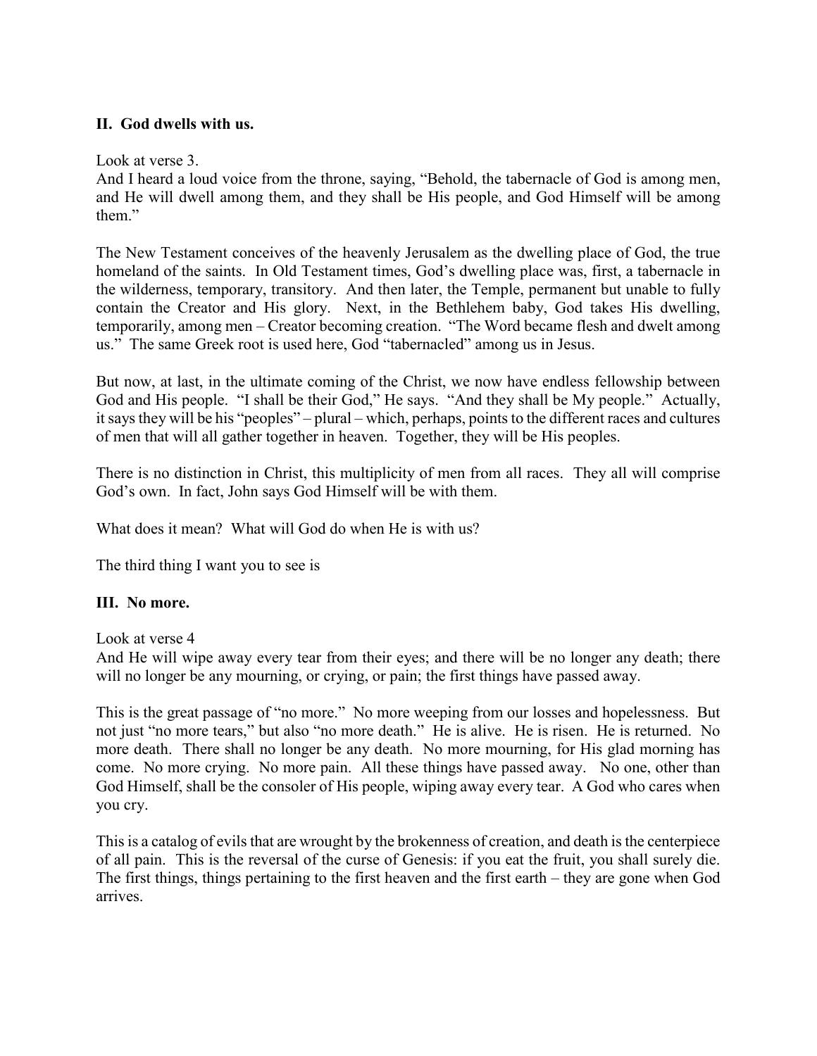**II. God dwells with us.**

Look at verse 3.
And I heard a loud voice from the throne, saying, "Behold, the tabernacle of God is among men, and He will dwell among them, and they shall be His people, and God Himself will be among them."

The New Testament conceives of the heavenly Jerusalem as the dwelling place of God, the true homeland of the saints. In Old Testament times, God's dwelling place was, first, a tabernacle in the wilderness, temporary, transitory. And then later, the Temple, permanent but unable to fully contain the Creator and His glory. Next, in the Bethlehem baby, God takes His dwelling, temporarily, among men – Creator becoming creation. "The Word became flesh and dwelt among us." The same Greek root is used here, God "tabernacled" among us in Jesus.

But now, at last, in the ultimate coming of the Christ, we now have endless fellowship between God and His people. "I shall be their God," He says. "And they shall be My people." Actually, it says they will be his "peoples" – plural – which, perhaps, points to the different races and cultures of men that will all gather together in heaven. Together, they will be His peoples.

There is no distinction in Christ, this multiplicity of men from all races. They all will comprise God's own. In fact, John says God Himself will be with them.

What does it mean? What will God do when He is with us?

The third thing I want you to see is

**III. No more.**

Look at verse 4
And He will wipe away every tear from their eyes; and there will be no longer any death; there will no longer be any mourning, or crying, or pain; the first things have passed away.

This is the great passage of "no more." No more weeping from our losses and hopelessness. But not just "no more tears," but also "no more death." He is alive. He is risen. He is returned. No more death. There shall no longer be any death. No more mourning, for His glad morning has come. No more crying. No more pain. All these things have passed away. No one, other than God Himself, shall be the consoler of His people, wiping away every tear. A God who cares when you cry.

This is a catalog of evils that are wrought by the brokenness of creation, and death is the centerpiece of all pain. This is the reversal of the curse of Genesis: if you eat the fruit, you shall surely die. The first things, things pertaining to the first heaven and the first earth – they are gone when God arrives.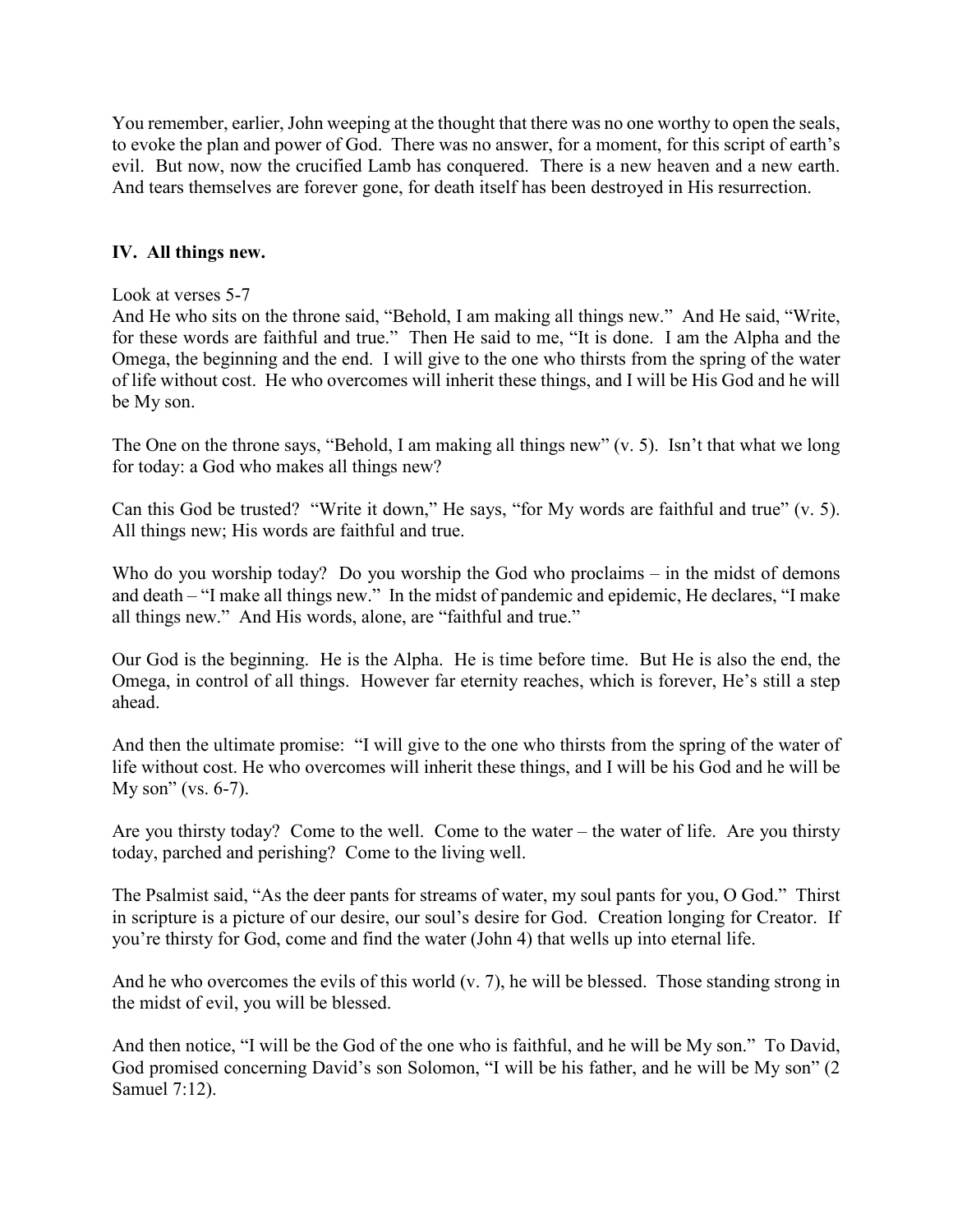You remember, earlier, John weeping at the thought that there was no one worthy to open the seals, to evoke the plan and power of God. There was no answer, for a moment, for this script of earth's evil. But now, now the crucified Lamb has conquered. There is a new heaven and a new earth. And tears themselves are forever gone, for death itself has been destroyed in His resurrection.

## IV. All things new.

Look at verses 5-7
And He who sits on the throne said, "Behold, I am making all things new." And He said, "Write, for these words are faithful and true." Then He said to me, "It is done. I am the Alpha and the Omega, the beginning and the end. I will give to the one who thirsts from the spring of the water of life without cost. He who overcomes will inherit these things, and I will be His God and he will be My son.

The One on the throne says, "Behold, I am making all things new" (v. 5). Isn't that what we long for today: a God who makes all things new?

Can this God be trusted? "Write it down," He says, "for My words are faithful and true" (v. 5). All things new; His words are faithful and true.

Who do you worship today? Do you worship the God who proclaims – in the midst of demons and death – "I make all things new." In the midst of pandemic and epidemic, He declares, "I make all things new." And His words, alone, are "faithful and true."

Our God is the beginning. He is the Alpha. He is time before time. But He is also the end, the Omega, in control of all things. However far eternity reaches, which is forever, He's still a step ahead.

And then the ultimate promise: "I will give to the one who thirsts from the spring of the water of life without cost. He who overcomes will inherit these things, and I will be his God and he will be My son" (vs. 6-7).

Are you thirsty today? Come to the well. Come to the water – the water of life. Are you thirsty today, parched and perishing? Come to the living well.

The Psalmist said, "As the deer pants for streams of water, my soul pants for you, O God." Thirst in scripture is a picture of our desire, our soul's desire for God. Creation longing for Creator. If you're thirsty for God, come and find the water (John 4) that wells up into eternal life.

And he who overcomes the evils of this world (v. 7), he will be blessed. Those standing strong in the midst of evil, you will be blessed.

And then notice, "I will be the God of the one who is faithful, and he will be My son." To David, God promised concerning David's son Solomon, "I will be his father, and he will be My son" (2 Samuel 7:12).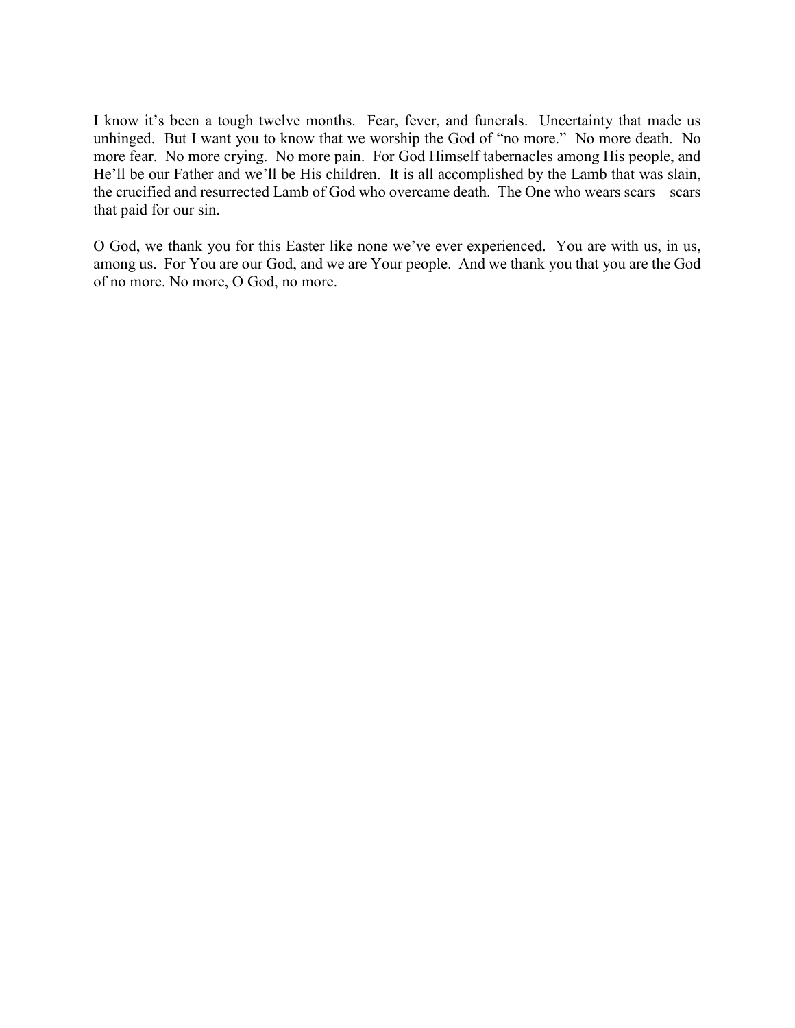I know it’s been a tough twelve months. Fear, fever, and funerals. Uncertainty that made us unhinged. But I want you to know that we worship the God of “no more.” No more death. No more fear. No more crying. No more pain. For God Himself tabernacles among His people, and He’ll be our Father and we’ll be His children. It is all accomplished by the Lamb that was slain, the crucified and resurrected Lamb of God who overcame death. The One who wears scars – scars that paid for our sin.

O God, we thank you for this Easter like none we’ve ever experienced. You are with us, in us, among us. For You are our God, and we are Your people. And we thank you that you are the God of no more. No more, O God, no more.